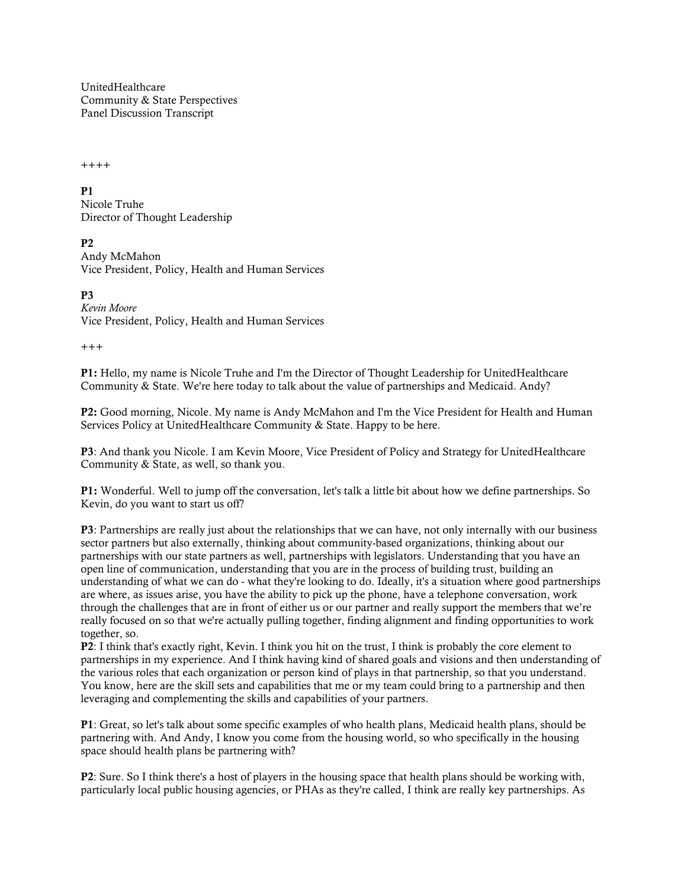UnitedHealthcare
Community & State Perspectives
Panel Discussion Transcript

++++

**P1**
Nicole Truhe
Director of Thought Leadership

**P2**
Andy McMahon
Vice President, Policy, Health and Human Services

**P3**
*Kevin Moore*
Vice President, Policy, Health and Human Services

+++

**P1:** Hello, my name is Nicole Truhe and I'm the Director of Thought Leadership for UnitedHealthcare Community & State. We're here today to talk about the value of partnerships and Medicaid. Andy?

**P2:** Good morning, Nicole. My name is Andy McMahon and I'm the Vice President for Health and Human Services Policy at UnitedHealthcare Community & State. Happy to be here.

**P3**: And thank you Nicole. I am Kevin Moore, Vice President of Policy and Strategy for UnitedHealthcare Community & State, as well, so thank you.

**P1:** Wonderful. Well to jump off the conversation, let's talk a little bit about how we define partnerships. So Kevin, do you want to start us off?

**P3**: Partnerships are really just about the relationships that we can have, not only internally with our business sector partners but also externally, thinking about community-based organizations, thinking about our partnerships with our state partners as well, partnerships with legislators. Understanding that you have an open line of communication, understanding that you are in the process of building trust, building an understanding of what we can do - what they're looking to do. Ideally, it's a situation where good partnerships are where, as issues arise, you have the ability to pick up the phone, have a telephone conversation, work through the challenges that are in front of either us or our partner and really support the members that we're really focused on so that we're actually pulling together, finding alignment and finding opportunities to work together, so.

**P2**: I think that's exactly right, Kevin. I think you hit on the trust, I think is probably the core element to partnerships in my experience. And I think having kind of shared goals and visions and then understanding of the various roles that each organization or person kind of plays in that partnership, so that you understand. You know, here are the skill sets and capabilities that me or my team could bring to a partnership and then leveraging and complementing the skills and capabilities of your partners.

**P1**: Great, so let's talk about some specific examples of who health plans, Medicaid health plans, should be partnering with. And Andy, I know you come from the housing world, so who specifically in the housing space should health plans be partnering with?

**P2**: Sure. So I think there's a host of players in the housing space that health plans should be working with, particularly local public housing agencies, or PHAs as they're called, I think are really key partnerships. As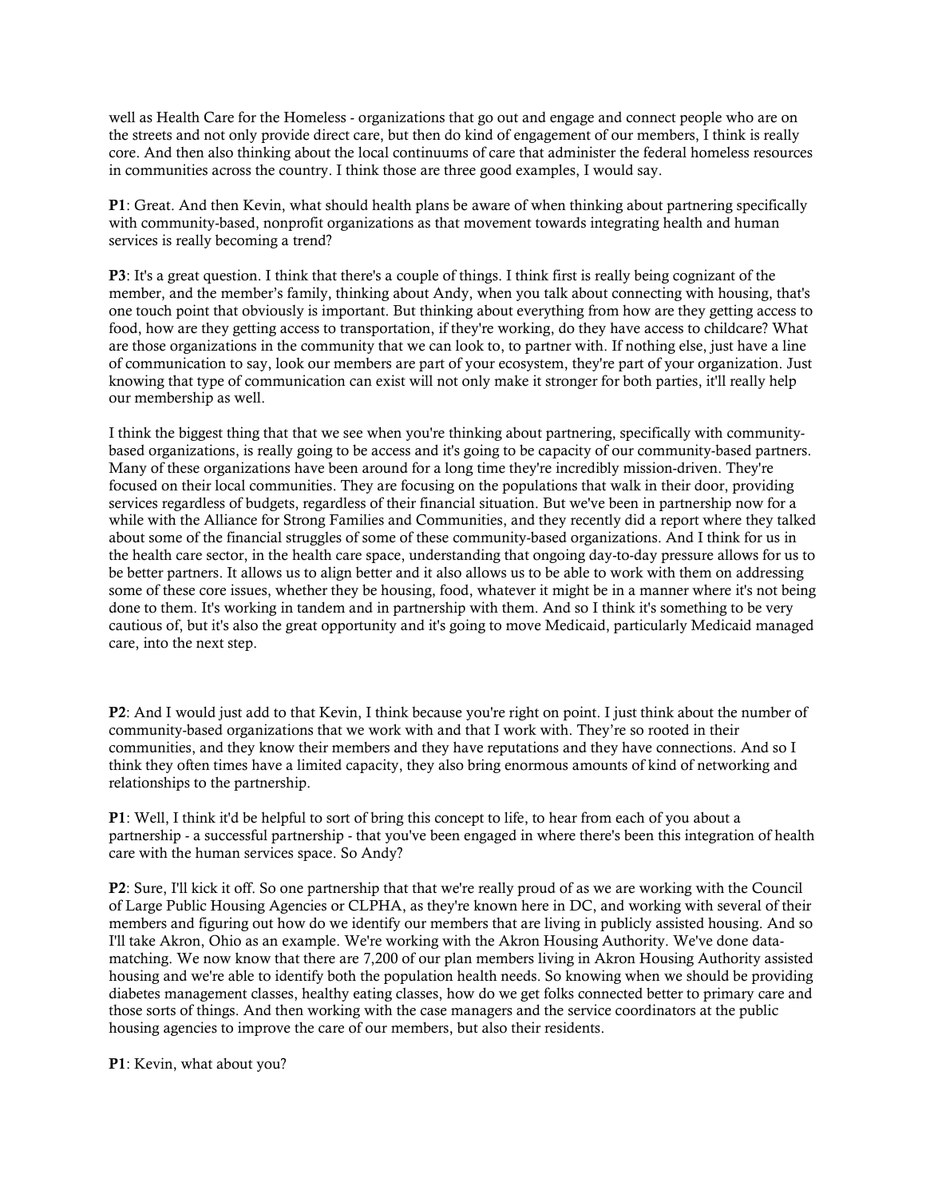well as Health Care for the Homeless - organizations that go out and engage and connect people who are on the streets and not only provide direct care, but then do kind of engagement of our members, I think is really core. And then also thinking about the local continuums of care that administer the federal homeless resources in communities across the country. I think those are three good examples, I would say.

**P1**: Great. And then Kevin, what should health plans be aware of when thinking about partnering specifically with community-based, nonprofit organizations as that movement towards integrating health and human services is really becoming a trend?

**P3**: It's a great question. I think that there's a couple of things. I think first is really being cognizant of the member, and the member's family, thinking about Andy, when you talk about connecting with housing, that's one touch point that obviously is important. But thinking about everything from how are they getting access to food, how are they getting access to transportation, if they're working, do they have access to childcare? What are those organizations in the community that we can look to, to partner with. If nothing else, just have a line of communication to say, look our members are part of your ecosystem, they're part of your organization. Just knowing that type of communication can exist will not only make it stronger for both parties, it'll really help our membership as well.

I think the biggest thing that that we see when you're thinking about partnering, specifically with community-based organizations, is really going to be access and it's going to be capacity of our community-based partners. Many of these organizations have been around for a long time they're incredibly mission-driven. They're focused on their local communities. They are focusing on the populations that walk in their door, providing services regardless of budgets, regardless of their financial situation. But we've been in partnership now for a while with the Alliance for Strong Families and Communities, and they recently did a report where they talked about some of the financial struggles of some of these community-based organizations. And I think for us in the health care sector, in the health care space, understanding that ongoing day-to-day pressure allows for us to be better partners. It allows us to align better and it also allows us to be able to work with them on addressing some of these core issues, whether they be housing, food, whatever it might be in a manner where it's not being done to them. It's working in tandem and in partnership with them. And so I think it's something to be very cautious of, but it's also the great opportunity and it's going to move Medicaid, particularly Medicaid managed care, into the next step.

**P2**: And I would just add to that Kevin, I think because you're right on point. I just think about the number of community-based organizations that we work with and that I work with. They're so rooted in their communities, and they know their members and they have reputations and they have connections. And so I think they often times have a limited capacity, they also bring enormous amounts of kind of networking and relationships to the partnership.

**P1**: Well, I think it'd be helpful to sort of bring this concept to life, to hear from each of you about a partnership - a successful partnership - that you've been engaged in where there's been this integration of health care with the human services space. So Andy?

**P2**: Sure, I'll kick it off. So one partnership that that we're really proud of as we are working with the Council of Large Public Housing Agencies or CLPHA, as they're known here in DC, and working with several of their members and figuring out how do we identify our members that are living in publicly assisted housing. And so I'll take Akron, Ohio as an example. We're working with the Akron Housing Authority. We've done data-matching. We now know that there are 7,200 of our plan members living in Akron Housing Authority assisted housing and we're able to identify both the population health needs. So knowing when we should be providing diabetes management classes, healthy eating classes, how do we get folks connected better to primary care and those sorts of things. And then working with the case managers and the service coordinators at the public housing agencies to improve the care of our members, but also their residents.

**P1**: Kevin, what about you?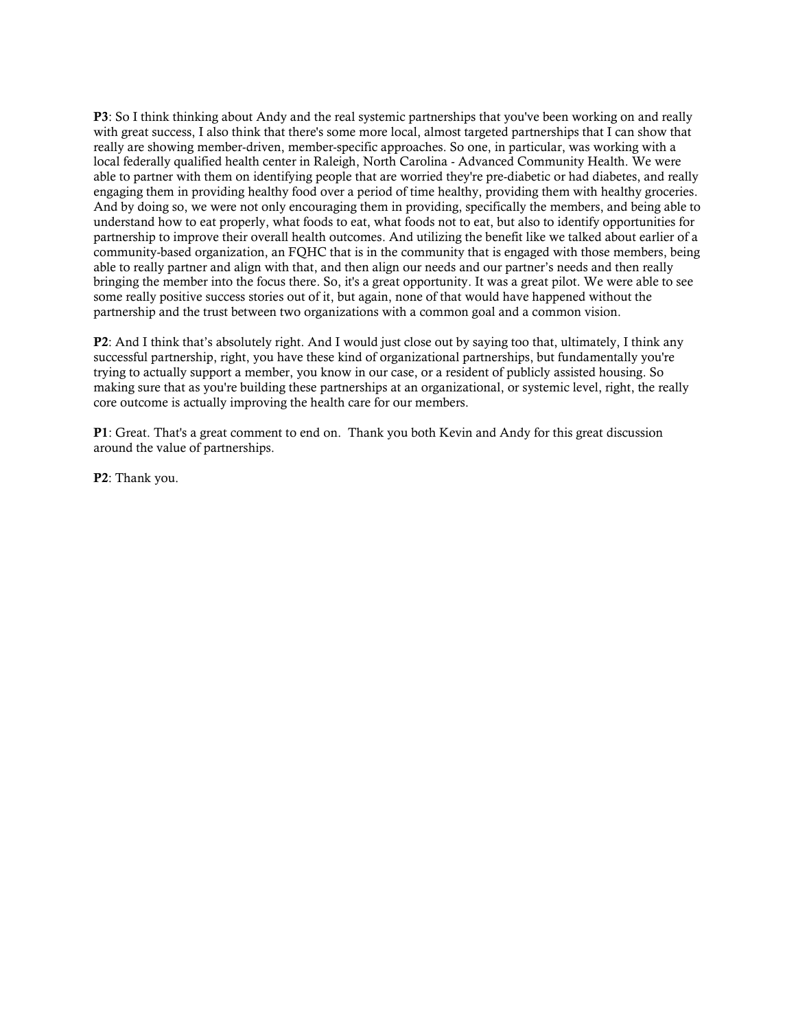**P3**: So I think thinking about Andy and the real systemic partnerships that you've been working on and really with great success, I also think that there's some more local, almost targeted partnerships that I can show that really are showing member-driven, member-specific approaches. So one, in particular, was working with a local federally qualified health center in Raleigh, North Carolina - Advanced Community Health. We were able to partner with them on identifying people that are worried they're pre-diabetic or had diabetes, and really engaging them in providing healthy food over a period of time healthy, providing them with healthy groceries. And by doing so, we were not only encouraging them in providing, specifically the members, and being able to understand how to eat properly, what foods to eat, what foods not to eat, but also to identify opportunities for partnership to improve their overall health outcomes. And utilizing the benefit like we talked about earlier of a community-based organization, an FQHC that is in the community that is engaged with those members, being able to really partner and align with that, and then align our needs and our partner's needs and then really bringing the member into the focus there. So, it's a great opportunity. It was a great pilot. We were able to see some really positive success stories out of it, but again, none of that would have happened without the partnership and the trust between two organizations with a common goal and a common vision.

**P2**: And I think that's absolutely right. And I would just close out by saying too that, ultimately, I think any successful partnership, right, you have these kind of organizational partnerships, but fundamentally you're trying to actually support a member, you know in our case, or a resident of publicly assisted housing. So making sure that as you're building these partnerships at an organizational, or systemic level, right, the really core outcome is actually improving the health care for our members.

**P1**: Great. That's a great comment to end on. Thank you both Kevin and Andy for this great discussion around the value of partnerships.

**P2**: Thank you.